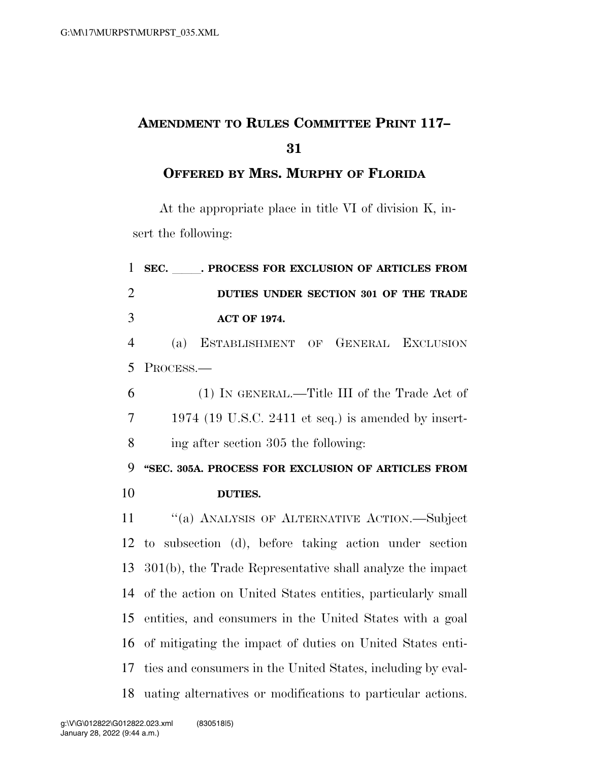# AMENDMENT TO RULES COMMITTEE PRINT 117–31

## OFFERED BY MRS. MURPHY OF FLORIDA

At the appropriate place in title VI of division K, insert the following:

**SEC. \_\_\_\_\_. PROCESS FOR EXCLUSION OF ARTICLES FROM DUTIES UNDER SECTION 301 OF THE TRADE ACT OF 1974.**

(a) ESTABLISHMENT OF GENERAL EXCLUSION PROCESS.—

(1) IN GENERAL.—Title III of the Trade Act of 1974 (19 U.S.C. 2411 et seq.) is amended by inserting after section 305 the following:

**"SEC. 305A. PROCESS FOR EXCLUSION OF ARTICLES FROM DUTIES.**

"(a) ANALYSIS OF ALTERNATIVE ACTION.—Subject to subsection (d), before taking action under section 301(b), the Trade Representative shall analyze the impact of the action on United States entities, particularly small entities, and consumers in the United States with a goal of mitigating the impact of duties on United States entities and consumers in the United States, including by evaluating alternatives or modifications to particular actions.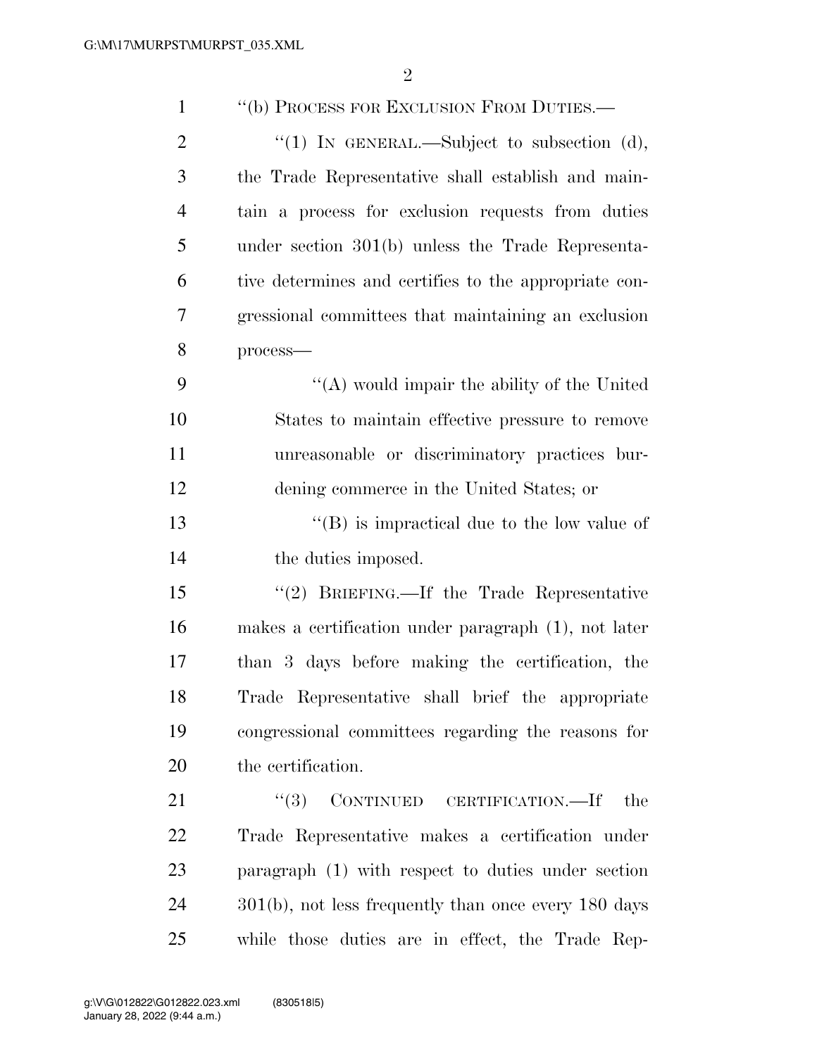"(b) PROCESS FOR EXCLUSION FROM DUTIES.—

"(1) IN GENERAL.—Subject to subsection (d), the Trade Representative shall establish and maintain a process for exclusion requests from duties under section 301(b) unless the Trade Representative determines and certifies to the appropriate congressional committees that maintaining an exclusion process—

"(A) would impair the ability of the United States to maintain effective pressure to remove unreasonable or discriminatory practices burdening commerce in the United States; or

"(B) is impractical due to the low value of the duties imposed.

"(2) BRIEFING.—If the Trade Representative makes a certification under paragraph (1), not later than 3 days before making the certification, the Trade Representative shall brief the appropriate congressional committees regarding the reasons for the certification.

"(3) CONTINUED CERTIFICATION.—If the Trade Representative makes a certification under paragraph (1) with respect to duties under section 301(b), not less frequently than once every 180 days while those duties are in effect, the Trade Rep-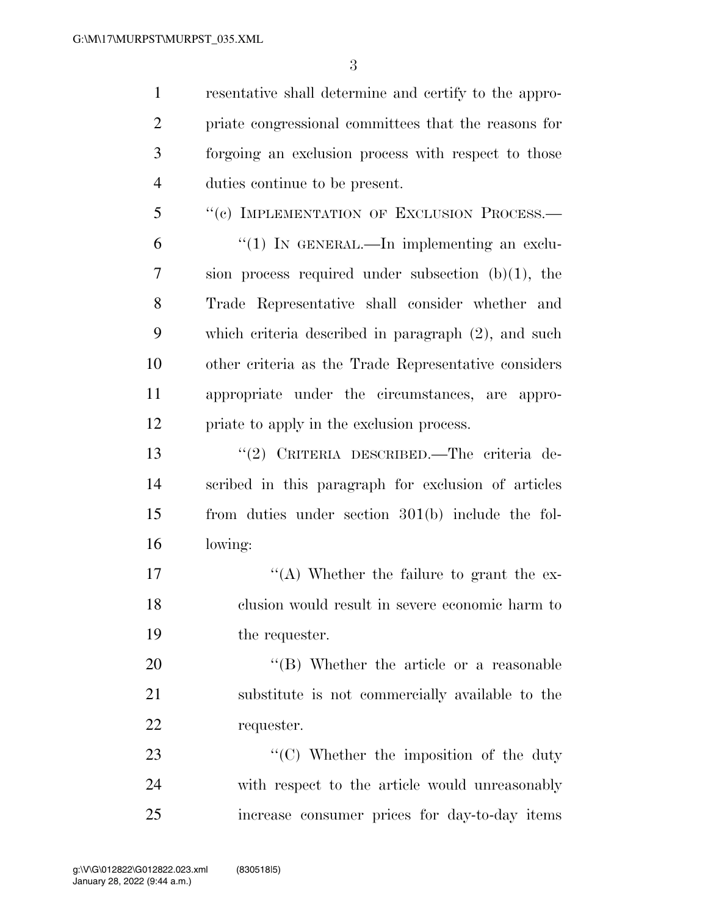resentative shall determine and certify to the appropriate congressional committees that the reasons for forgoing an exclusion process with respect to those duties continue to be present.

"(c) IMPLEMENTATION OF EXCLUSION PROCESS.—

"(1) IN GENERAL.—In implementing an exclusion process required under subsection (b)(1), the Trade Representative shall consider whether and which criteria described in paragraph (2), and such other criteria as the Trade Representative considers appropriate under the circumstances, are appropriate to apply in the exclusion process.

"(2) CRITERIA DESCRIBED.—The criteria described in this paragraph for exclusion of articles from duties under section 301(b) include the following:

"(A) Whether the failure to grant the exclusion would result in severe economic harm to the requester.

"(B) Whether the article or a reasonable substitute is not commercially available to the requester.

"(C) Whether the imposition of the duty with respect to the article would unreasonably increase consumer prices for day-to-day items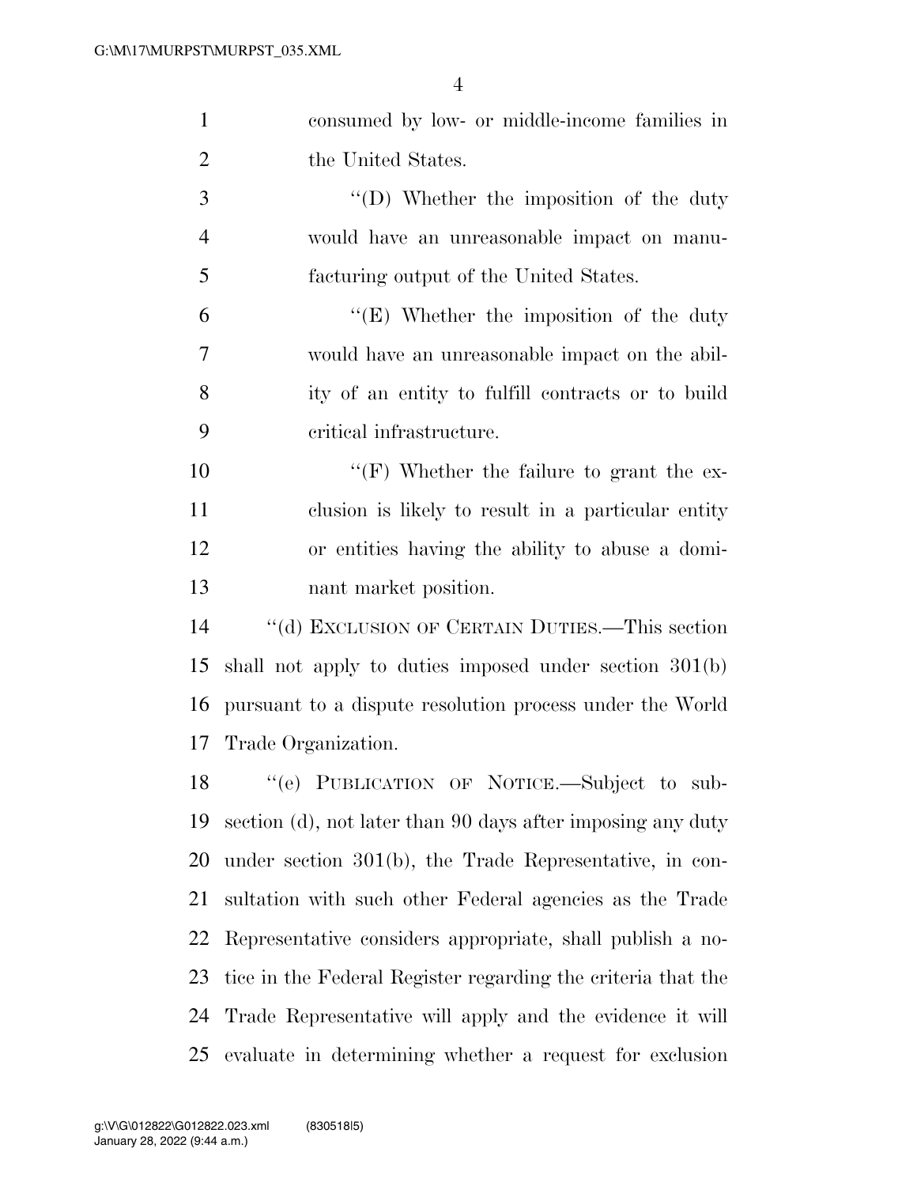consumed by low- or middle-income families in the United States.

"(D) Whether the imposition of the duty would have an unreasonable impact on manufacturing output of the United States.

"(E) Whether the imposition of the duty would have an unreasonable impact on the ability of an entity to fulfill contracts or to build critical infrastructure.

"(F) Whether the failure to grant the exclusion is likely to result in a particular entity or entities having the ability to abuse a dominant market position.

"(d) EXCLUSION OF CERTAIN DUTIES.—This section shall not apply to duties imposed under section 301(b) pursuant to a dispute resolution process under the World Trade Organization.

"(e) PUBLICATION OF NOTICE.—Subject to subsection (d), not later than 90 days after imposing any duty under section 301(b), the Trade Representative, in consultation with such other Federal agencies as the Trade Representative considers appropriate, shall publish a notice in the Federal Register regarding the criteria that the Trade Representative will apply and the evidence it will evaluate in determining whether a request for exclusion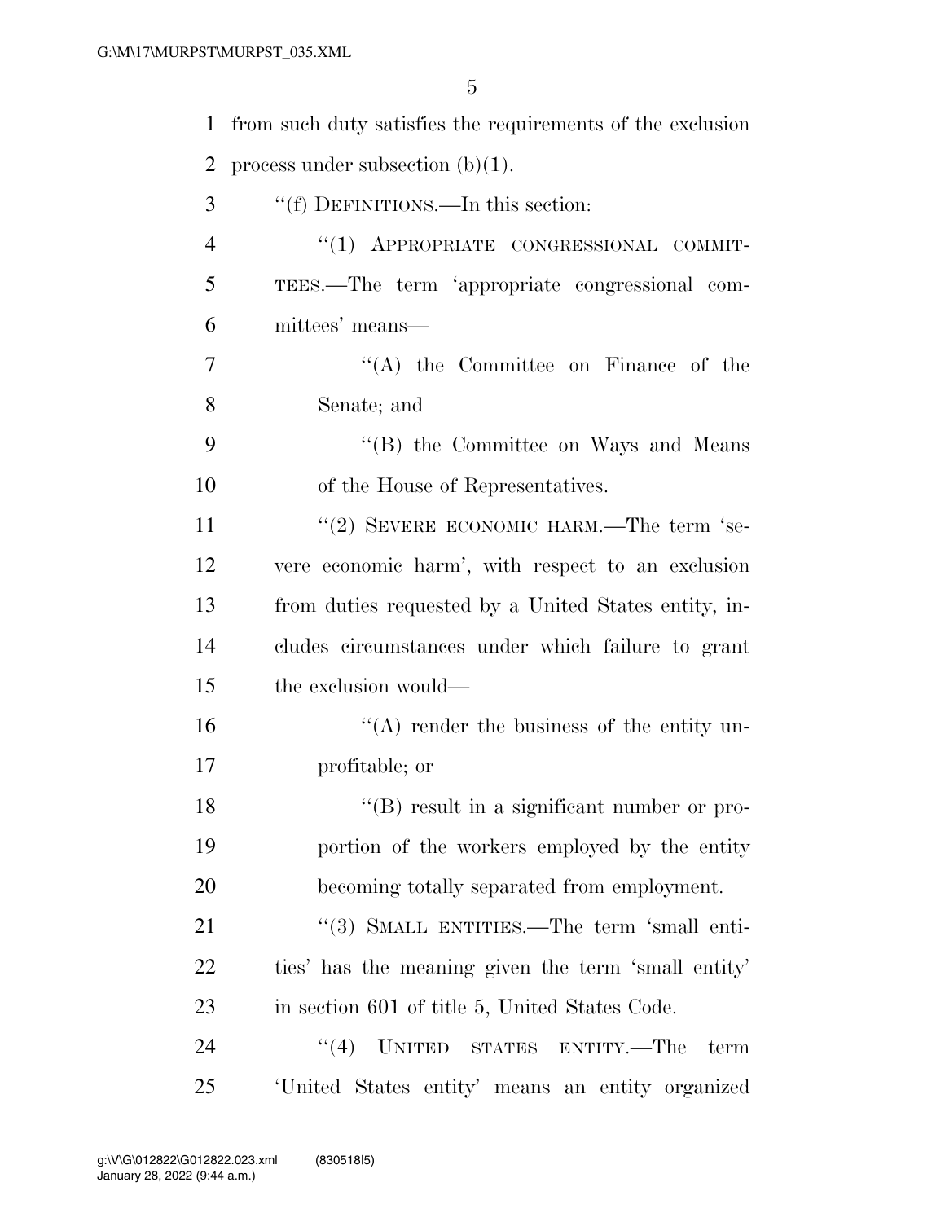from such duty satisfies the requirements of the exclusion process under subsection (b)(1).

"(f) DEFINITIONS.—In this section:

"(1) APPROPRIATE CONGRESSIONAL COMMITTEES.—The term 'appropriate congressional committees' means—

"(A) the Committee on Finance of the Senate; and

"(B) the Committee on Ways and Means of the House of Representatives.

"(2) SEVERE ECONOMIC HARM.—The term 'severe economic harm', with respect to an exclusion from duties requested by a United States entity, includes circumstances under which failure to grant the exclusion would—

"(A) render the business of the entity unprofitable; or

"(B) result in a significant number or proportion of the workers employed by the entity becoming totally separated from employment.

"(3) SMALL ENTITIES.—The term 'small entities' has the meaning given the term 'small entity' in section 601 of title 5, United States Code.

"(4) UNITED STATES ENTITY.—The term 'United States entity' means an entity organized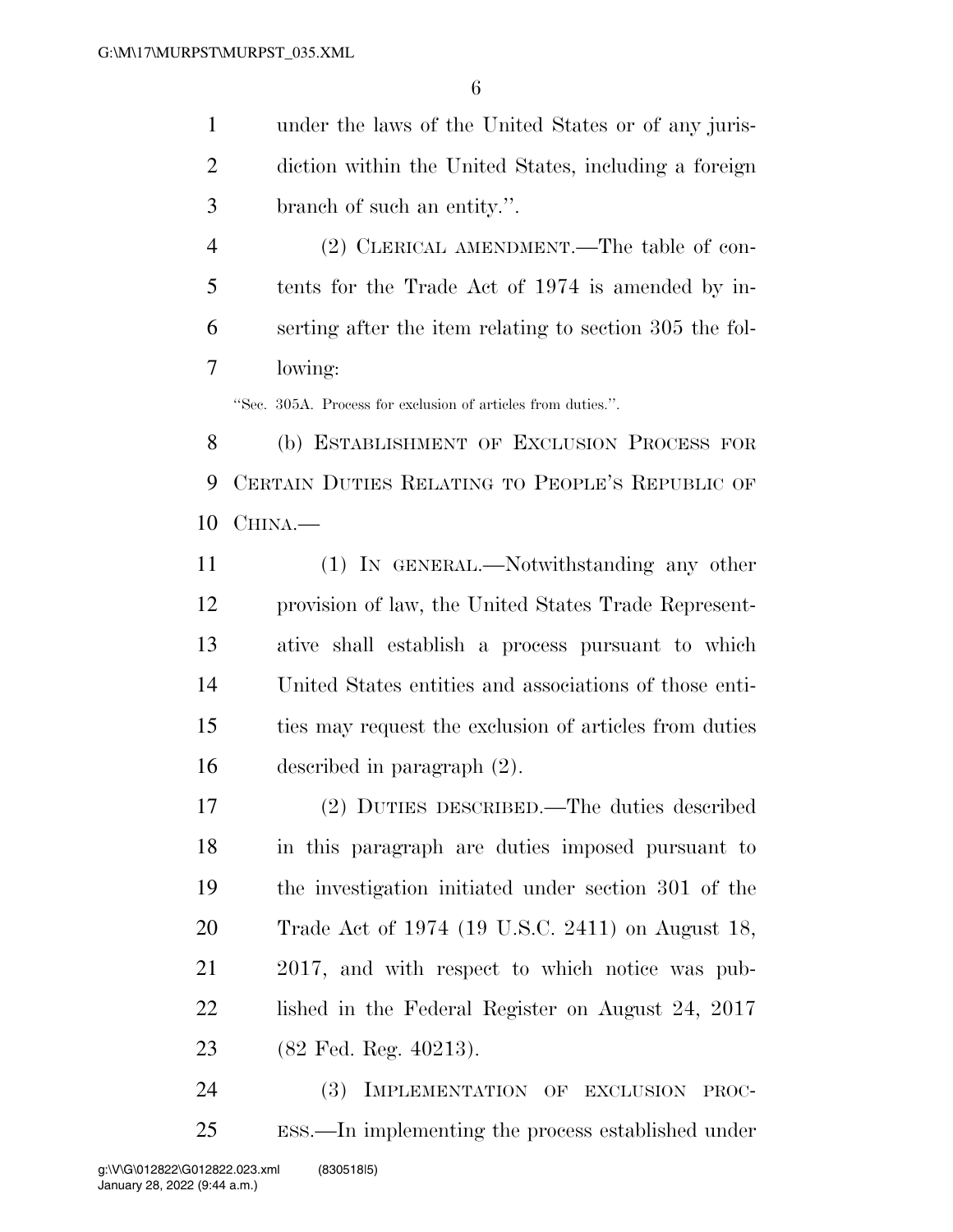under the laws of the United States or of any jurisdiction within the United States, including a foreign branch of such an entity.''.

(2) CLERICAL AMENDMENT.—The table of contents for the Trade Act of 1974 is amended by inserting after the item relating to section 305 the following:

''Sec. 305A. Process for exclusion of articles from duties.''.

(b) ESTABLISHMENT OF EXCLUSION PROCESS FOR CERTAIN DUTIES RELATING TO PEOPLE'S REPUBLIC OF CHINA.—

(1) IN GENERAL.—Notwithstanding any other provision of law, the United States Trade Representative shall establish a process pursuant to which United States entities and associations of those entities may request the exclusion of articles from duties described in paragraph (2).

(2) DUTIES DESCRIBED.—The duties described in this paragraph are duties imposed pursuant to the investigation initiated under section 301 of the Trade Act of 1974 (19 U.S.C. 2411) on August 18, 2017, and with respect to which notice was published in the Federal Register on August 24, 2017 (82 Fed. Reg. 40213).

(3) IMPLEMENTATION OF EXCLUSION PROCESS.—In implementing the process established under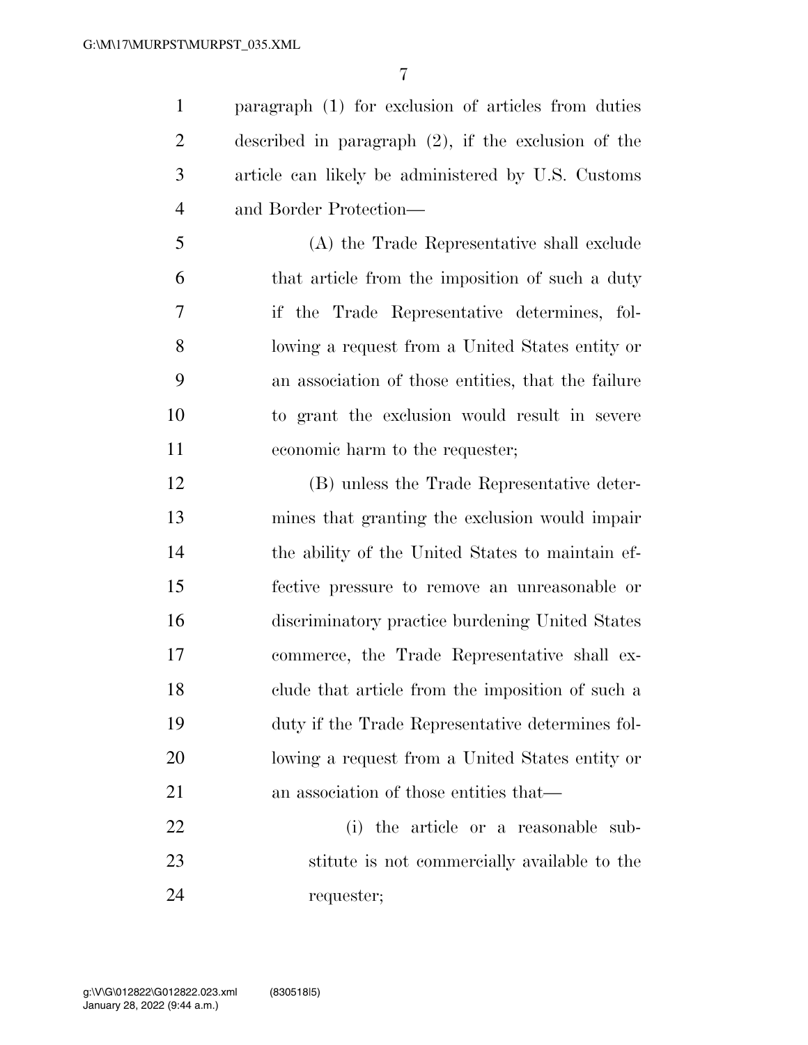paragraph (1) for exclusion of articles from duties described in paragraph (2), if the exclusion of the article can likely be administered by U.S. Customs and Border Protection—

(A) the Trade Representative shall exclude that article from the imposition of such a duty if the Trade Representative determines, following a request from a United States entity or an association of those entities, that the failure to grant the exclusion would result in severe economic harm to the requester;

(B) unless the Trade Representative determines that granting the exclusion would impair the ability of the United States to maintain effective pressure to remove an unreasonable or discriminatory practice burdening United States commerce, the Trade Representative shall exclude that article from the imposition of such a duty if the Trade Representative determines following a request from a United States entity or an association of those entities that—

(i) the article or a reasonable substitute is not commercially available to the requester;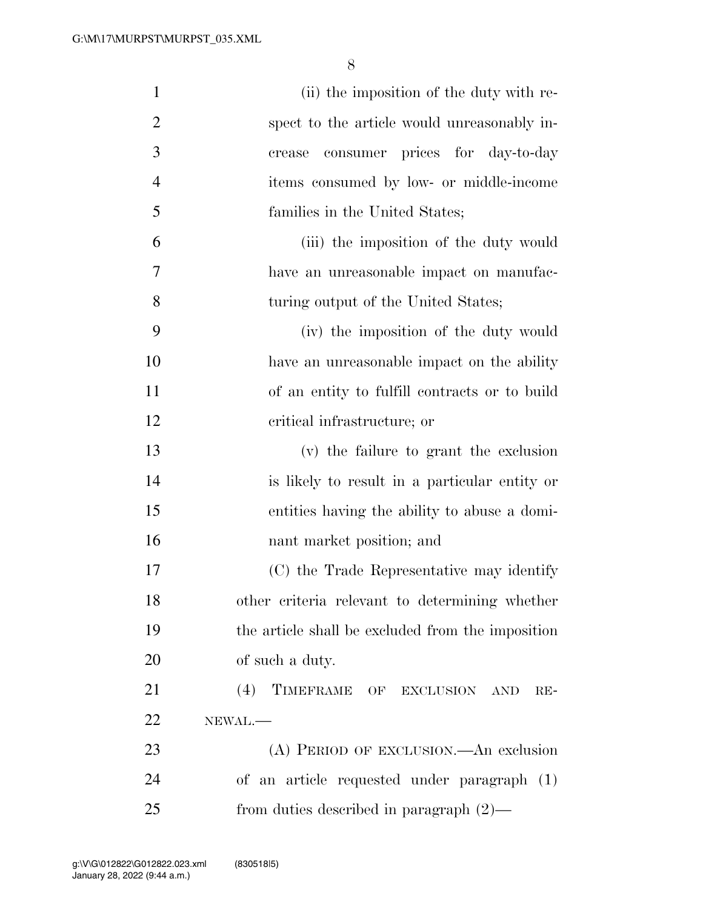(ii) the imposition of the duty with respect to the article would unreasonably increase consumer prices for day-to-day items consumed by low- or middle-income families in the United States;

(iii) the imposition of the duty would have an unreasonable impact on manufacturing output of the United States;

(iv) the imposition of the duty would have an unreasonable impact on the ability of an entity to fulfill contracts or to build critical infrastructure; or

(v) the failure to grant the exclusion is likely to result in a particular entity or entities having the ability to abuse a dominant market position; and

(C) the Trade Representative may identify other criteria relevant to determining whether the article shall be excluded from the imposition of such a duty.

(4) TIMEFRAME OF EXCLUSION AND RENEWAL.—

(A) PERIOD OF EXCLUSION.—An exclusion of an article requested under paragraph (1) from duties described in paragraph (2)—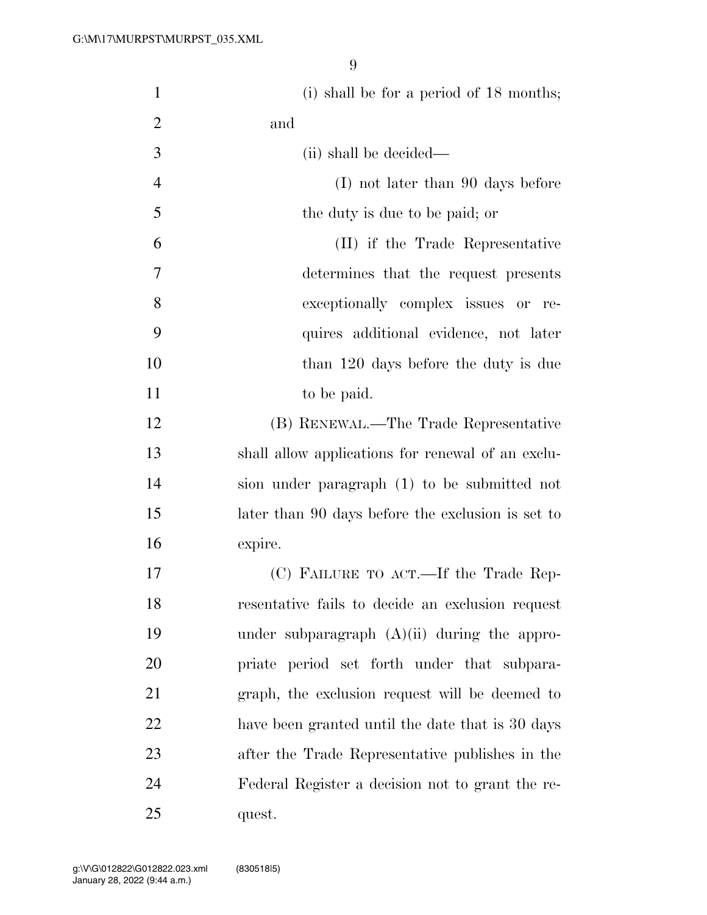(i) shall be for a period of 18 months; and

(ii) shall be decided—

(I) not later than 90 days before the duty is due to be paid; or

(II) if the Trade Representative determines that the request presents exceptionally complex issues or requires additional evidence, not later than 120 days before the duty is due to be paid.

(B) RENEWAL.—The Trade Representative shall allow applications for renewal of an exclusion under paragraph (1) to be submitted not later than 90 days before the exclusion is set to expire.

(C) FAILURE TO ACT.—If the Trade Representative fails to decide an exclusion request under subparagraph (A)(ii) during the appropriate period set forth under that subparagraph, the exclusion request will be deemed to have been granted until the date that is 30 days after the Trade Representative publishes in the Federal Register a decision not to grant the request.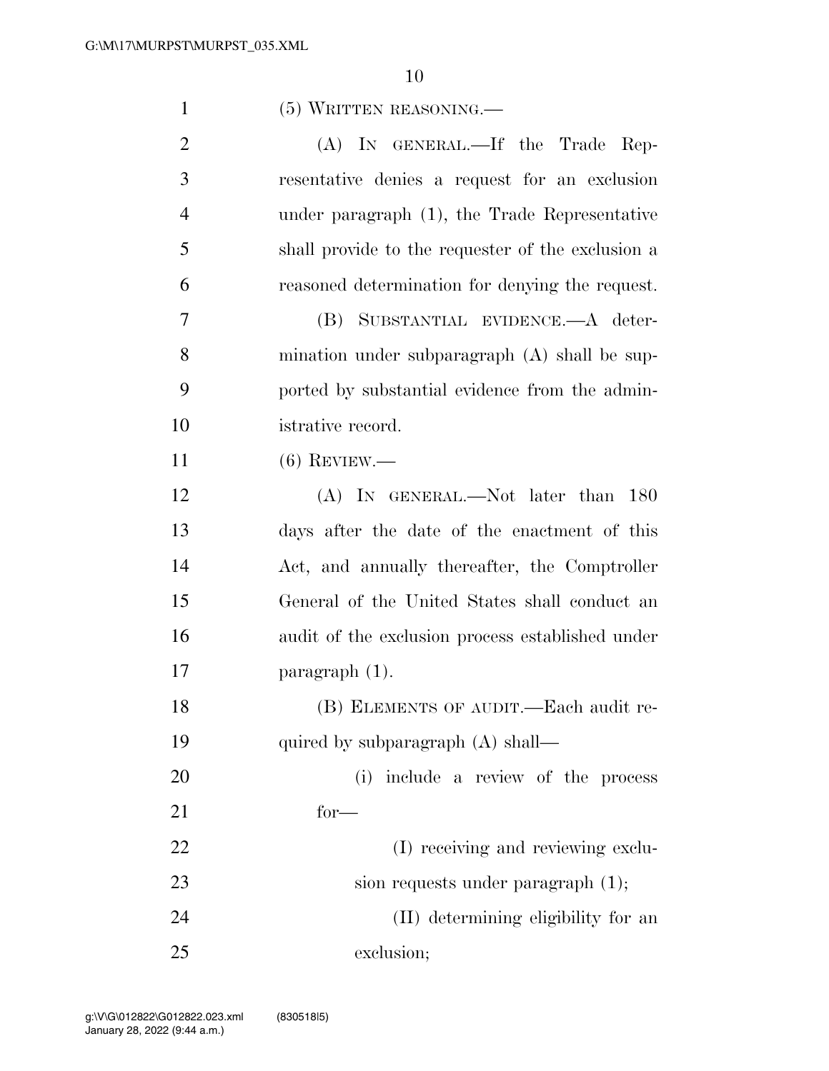(5) WRITTEN REASONING.—

(A) IN GENERAL.—If the Trade Representative denies a request for an exclusion under paragraph (1), the Trade Representative shall provide to the requester of the exclusion a reasoned determination for denying the request.

(B) SUBSTANTIAL EVIDENCE.—A determination under subparagraph (A) shall be supported by substantial evidence from the administrative record.

(6) REVIEW.—

(A) IN GENERAL.—Not later than 180 days after the date of the enactment of this Act, and annually thereafter, the Comptroller General of the United States shall conduct an audit of the exclusion process established under paragraph (1).

(B) ELEMENTS OF AUDIT.—Each audit required by subparagraph (A) shall—

(i) include a review of the process for—

(I) receiving and reviewing exclusion requests under paragraph (1);

(II) determining eligibility for an exclusion;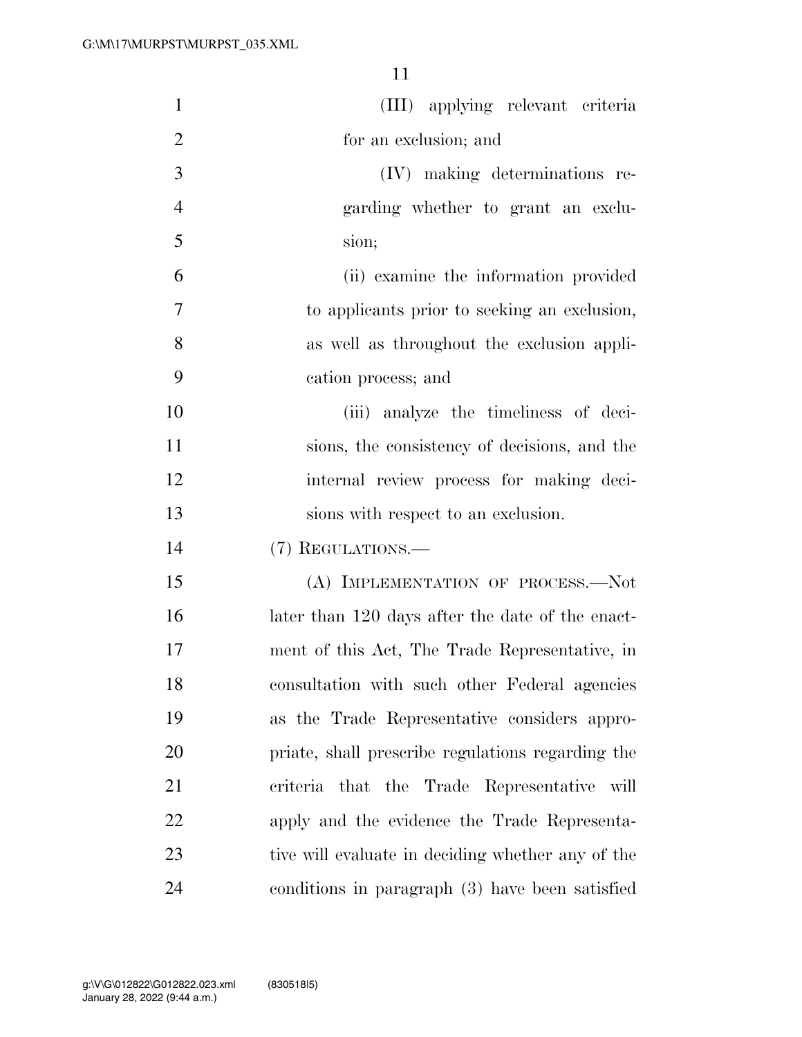(III) applying relevant criteria for an exclusion; and

(IV) making determinations regarding whether to grant an exclusion;

(ii) examine the information provided to applicants prior to seeking an exclusion, as well as throughout the exclusion application process; and

(iii) analyze the timeliness of decisions, the consistency of decisions, and the internal review process for making decisions with respect to an exclusion.

(7) REGULATIONS.—

(A) IMPLEMENTATION OF PROCESS.—Not later than 120 days after the date of the enactment of this Act, The Trade Representative, in consultation with such other Federal agencies as the Trade Representative considers appropriate, shall prescribe regulations regarding the criteria that the Trade Representative will apply and the evidence the Trade Representative will evaluate in deciding whether any of the conditions in paragraph (3) have been satisfied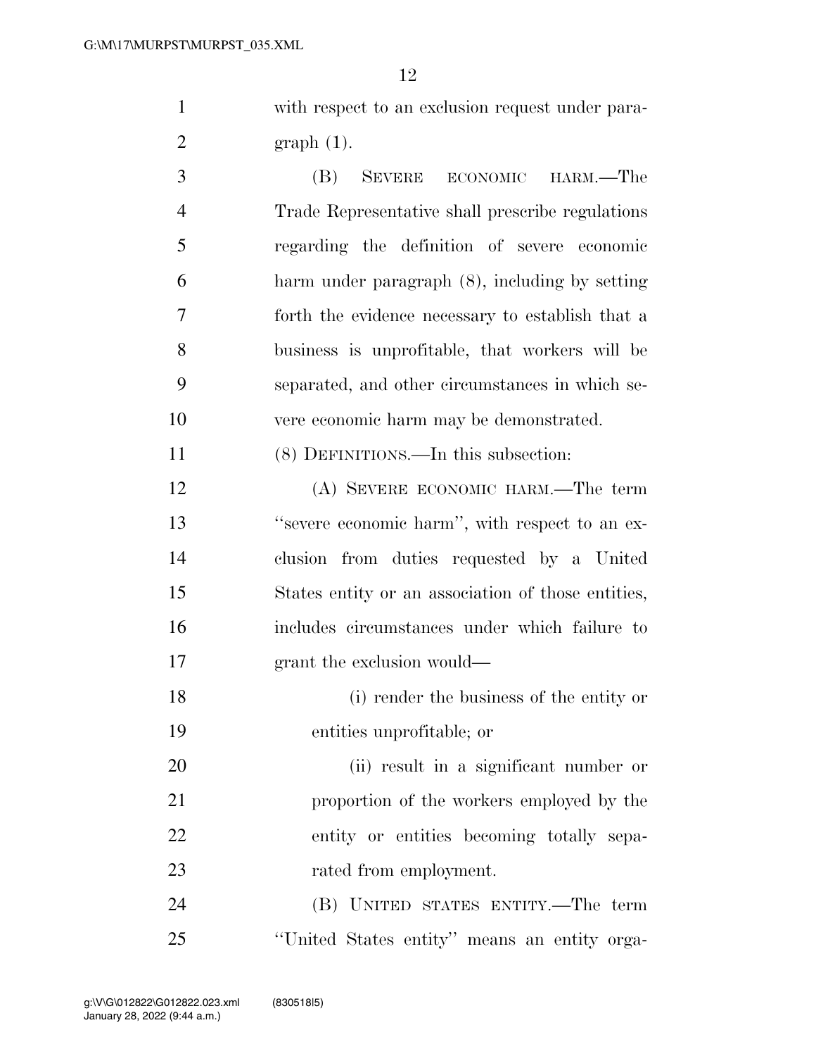with respect to an exclusion request under paragraph (1).

(B) SEVERE ECONOMIC HARM.—The Trade Representative shall prescribe regulations regarding the definition of severe economic harm under paragraph (8), including by setting forth the evidence necessary to establish that a business is unprofitable, that workers will be separated, and other circumstances in which severe economic harm may be demonstrated.

(8) DEFINITIONS.—In this subsection:

(A) SEVERE ECONOMIC HARM.—The term ''severe economic harm'', with respect to an exclusion from duties requested by a United States entity or an association of those entities, includes circumstances under which failure to grant the exclusion would—

(i) render the business of the entity or entities unprofitable; or

(ii) result in a significant number or proportion of the workers employed by the entity or entities becoming totally separated from employment.

(B) UNITED STATES ENTITY.—The term ''United States entity'' means an entity orga-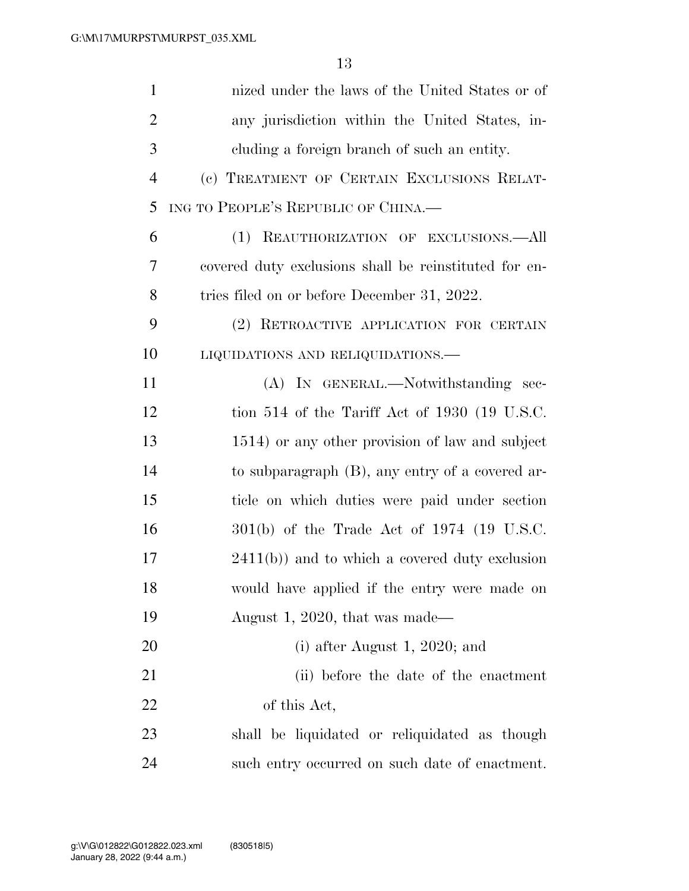nized under the laws of the United States or of any jurisdiction within the United States, including a foreign branch of such an entity.

(c) TREATMENT OF CERTAIN EXCLUSIONS RELATING TO PEOPLE'S REPUBLIC OF CHINA.—

(1) REAUTHORIZATION OF EXCLUSIONS.—All covered duty exclusions shall be reinstituted for entries filed on or before December 31, 2022.

(2) RETROACTIVE APPLICATION FOR CERTAIN LIQUIDATIONS AND RELIQUIDATIONS.—

(A) IN GENERAL.—Notwithstanding section 514 of the Tariff Act of 1930 (19 U.S.C. 1514) or any other provision of law and subject to subparagraph (B), any entry of a covered article on which duties were paid under section 301(b) of the Trade Act of 1974 (19 U.S.C. 2411(b)) and to which a covered duty exclusion would have applied if the entry were made on August 1, 2020, that was made—

(i) after August 1, 2020; and

(ii) before the date of the enactment of this Act,

shall be liquidated or reliquidated as though such entry occurred on such date of enactment.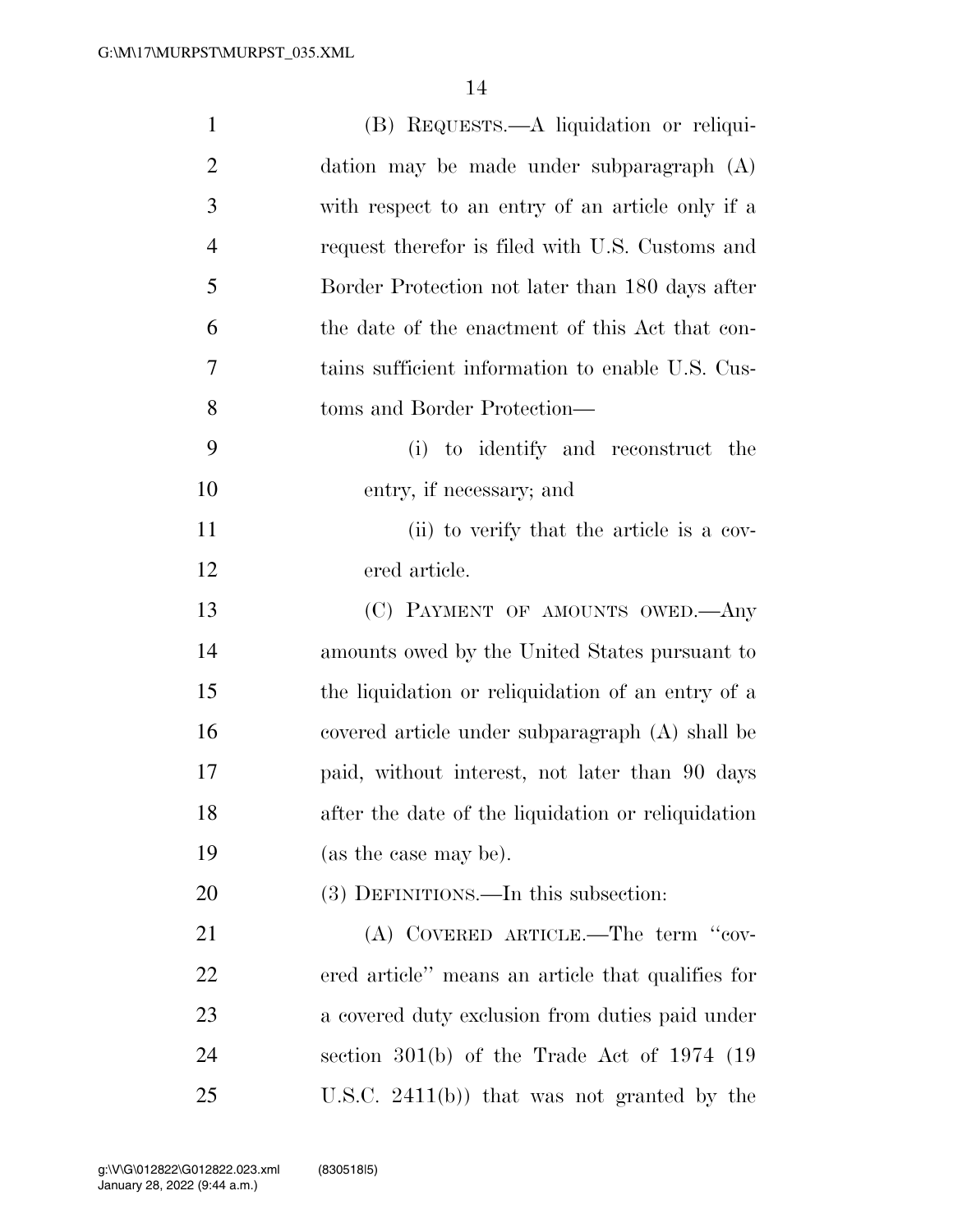(B) REQUESTS.—A liquidation or reliquidation may be made under subparagraph (A) with respect to an entry of an article only if a request therefor is filed with U.S. Customs and Border Protection not later than 180 days after the date of the enactment of this Act that contains sufficient information to enable U.S. Customs and Border Protection—

(i) to identify and reconstruct the entry, if necessary; and

(ii) to verify that the article is a covered article.

(C) PAYMENT OF AMOUNTS OWED.—Any amounts owed by the United States pursuant to the liquidation or reliquidation of an entry of a covered article under subparagraph (A) shall be paid, without interest, not later than 90 days after the date of the liquidation or reliquidation (as the case may be).

(3) DEFINITIONS.—In this subsection:

(A) COVERED ARTICLE.—The term "covered article" means an article that qualifies for a covered duty exclusion from duties paid under section 301(b) of the Trade Act of 1974 (19 U.S.C. 2411(b)) that was not granted by the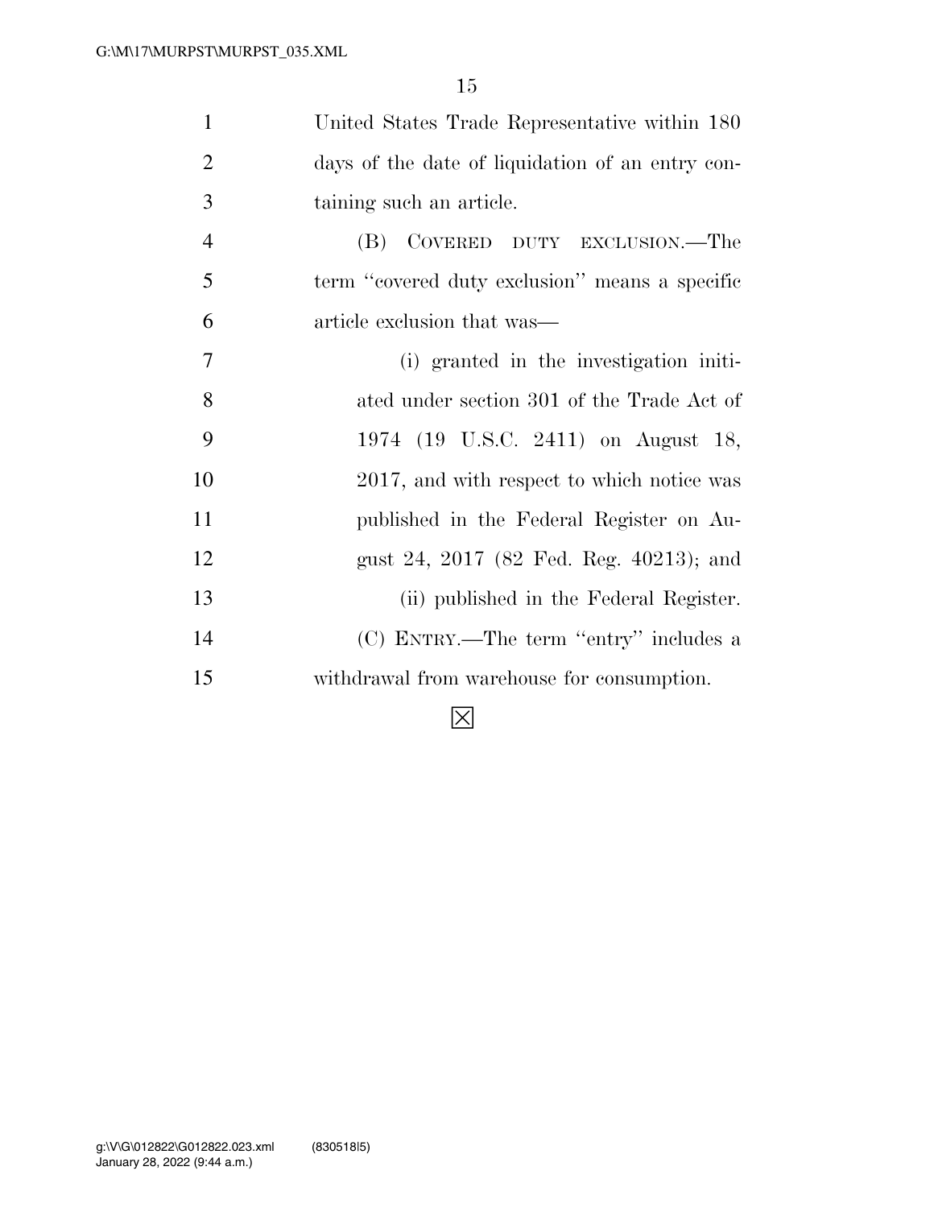United States Trade Representative within 180 days of the date of liquidation of an entry containing such an article.

(B) COVERED DUTY EXCLUSION.—The term ''covered duty exclusion'' means a specific article exclusion that was—

(i) granted in the investigation initiated under section 301 of the Trade Act of 1974 (19 U.S.C. 2411) on August 18, 2017, and with respect to which notice was published in the Federal Register on August 24, 2017 (82 Fed. Reg. 40213); and

(ii) published in the Federal Register.

(C) ENTRY.—The term ''entry'' includes a withdrawal from warehouse for consumption.